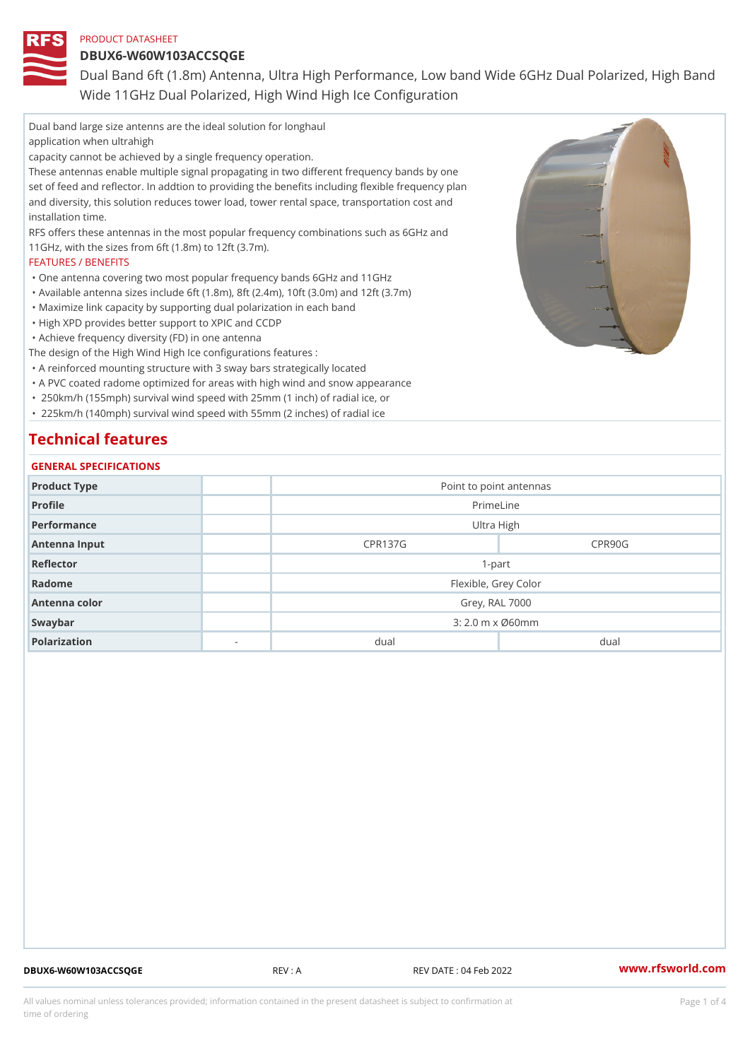PRODUCT DATASHEET

# DBUX6-W60W103ACCSQGE

Dual Band 6ft (1.8m) Antenna, Ultra High Performance, Low band Wide 6GHz Dual Polarized, High Band Wide 11GHz Dual Polarized, High Wind High Ice Configuration

Dual band large size antenns are the ideal solution for longhaul application when ultrahigh capacity cannot be achieved by a single frequency operation.
These antennas enable multiple signal propagating in two different frequency bands by one set of feed and reflector. In addtion to providing the benefits including flexible frequency plan and diversity, this solution reduces tower load, tower rental space, transportation cost and installation time.
RFS offers these antennas in the most popular frequency combinations such as 6GHz and 11GHz, with the sizes from 6ft (1.8m) to 12ft (3.7m).

FEATURES / BENEFITS

- One antenna covering two most popular frequency bands 6GHz and 11GHz
- Available antenna sizes include 6ft (1.8m), 8ft (2.4m), 10ft (3.0m) and 12ft (3.7m)
- Maximize link capacity by supporting dual polarization in each band
- High XPD provides better support to XPIC and CCDP
- Achieve frequency diversity (FD) in one antenna

The design of the High Wind High Ice configurations features :

- A reinforced mounting structure with 3 sway bars strategically located
- A PVC coated radome optimized for areas with high wind and snow appearance
- 250km/h (155mph) survival wind speed with 25mm (1 inch) of radial ice, or
- 225km/h (140mph) survival wind speed with 55mm (2 inches) of radial ice

## Technical features

### GENERAL SPECIFICATIONS

| | | | |
|---|---|---|---|
| Product Type | | Point to point antennas | |
| Profile | | PrimeLine | |
| Performance | | Ultra High | |
| Antenna Input | | CPR137G | CPR90G |
| Reflector | | 1-part | |
| Radome | | Flexible, Grey Color | |
| Antenna color | | Grey, RAL 7000 | |
| Swaybar | | 3: 2.0 m x Ø60mm | |
| Polarization | - | dual | dual |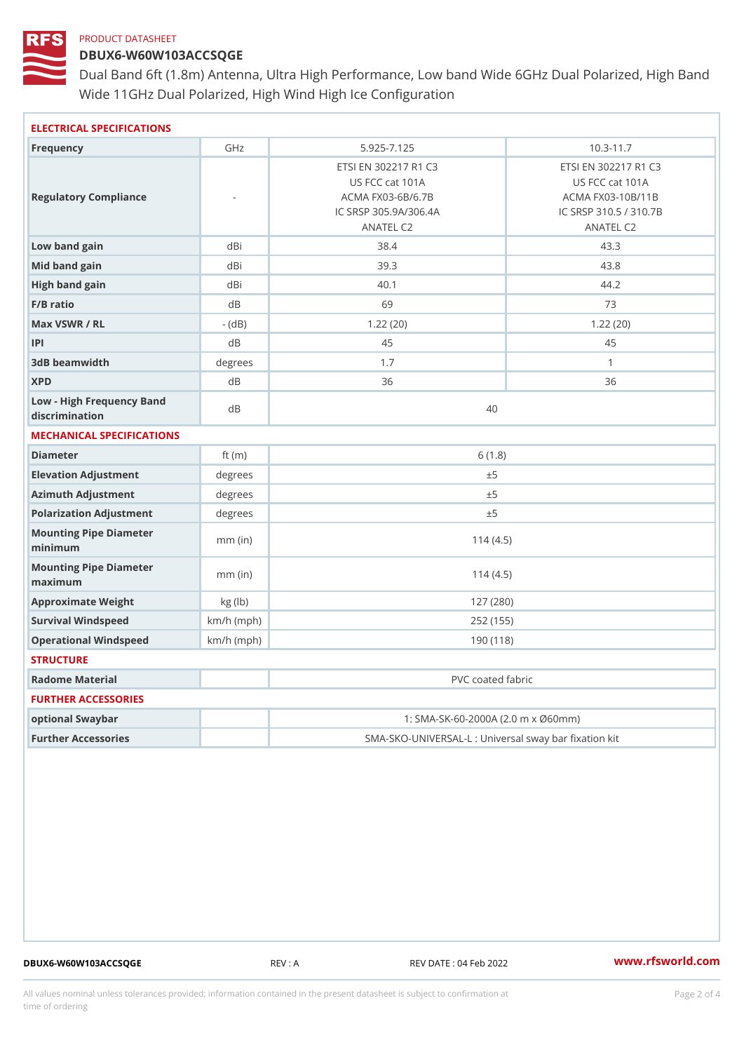PRODUCT DATASHEET

# DBUX6-W60W103ACCSQGE

Dual Band 6ft (1.8m) Antenna, Ultra High Performance, Low band Wide 6GHz Dual Polarized, High Band Wide 11GHz Dual Polarized, High Wind High Ice Configuration

## ELECTRICAL SPECIFICATIONS

| Parameter | Unit | | |
|---|---|---|---|
| Frequency | GHz | 5.925-7.125 | 10.3-11.7 |
| Regulatory Compliance | - | ETSI EN 302217 R1 C3<br>US FCC cat 101A<br>ACMA FX03-6B/6.7B<br>IC SRSP 305.9A/306.4A<br>ANATEL C2 | ETSI EN 302217 R1 C3<br>US FCC cat 101A<br>ACMA FX03-10B/11B<br>IC SRSP 310.5 / 310.7B<br>ANATEL C2 |
| Low band gain | dBi | 38.4 | 43.3 |
| Mid band gain | dBi | 39.3 | 43.8 |
| High band gain | dBi | 40.1 | 44.2 |
| F/B ratio | dB | 69 | 73 |
| Max VSWR / RL | - (dB) | 1.22 (20) | 1.22 (20) |
| IPI | dB | 45 | 45 |
| 3dB beamwidth | degrees | 1.7 | 1 |
| XPD | dB | 36 | 36 |
| Low - High Frequency Band discrimination | dB | 40 | |

## MECHANICAL SPECIFICATIONS

| Parameter | Unit | Value |
|---|---|---|
| Diameter | ft (m) | 6 (1.8) |
| Elevation Adjustment | degrees | ±5 |
| Azimuth Adjustment | degrees | ±5 |
| Polarization Adjustment | degrees | ±5 |
| Mounting Pipe Diameter minimum | mm (in) | 114 (4.5) |
| Mounting Pipe Diameter maximum | mm (in) | 114 (4.5) |
| Approximate Weight | kg (lb) | 127 (280) |
| Survival Windspeed | km/h (mph) | 252 (155) |
| Operational Windspeed | km/h (mph) | 190 (118) |

## STRUCTURE

| Parameter | Unit | Value |
|---|---|---|
| Radome Material | | PVC coated fabric |

## FURTHER ACCESSORIES

| Parameter | Unit | Value |
|---|---|---|
| optional Swaybar | | 1: SMA-SK-60-2000A (2.0 m x Ø60mm) |
| Further Accessories | | SMA-SKO-UNIVERSAL-L : Universal sway bar fixation kit |

DBUX6-W60W103ACCSQGE REV : A REV DATE : 04 Feb 2022 www.rfsworld.com

All values nominal unless tolerances provided; information contained in the present datasheet is subject to confirmation at time of ordering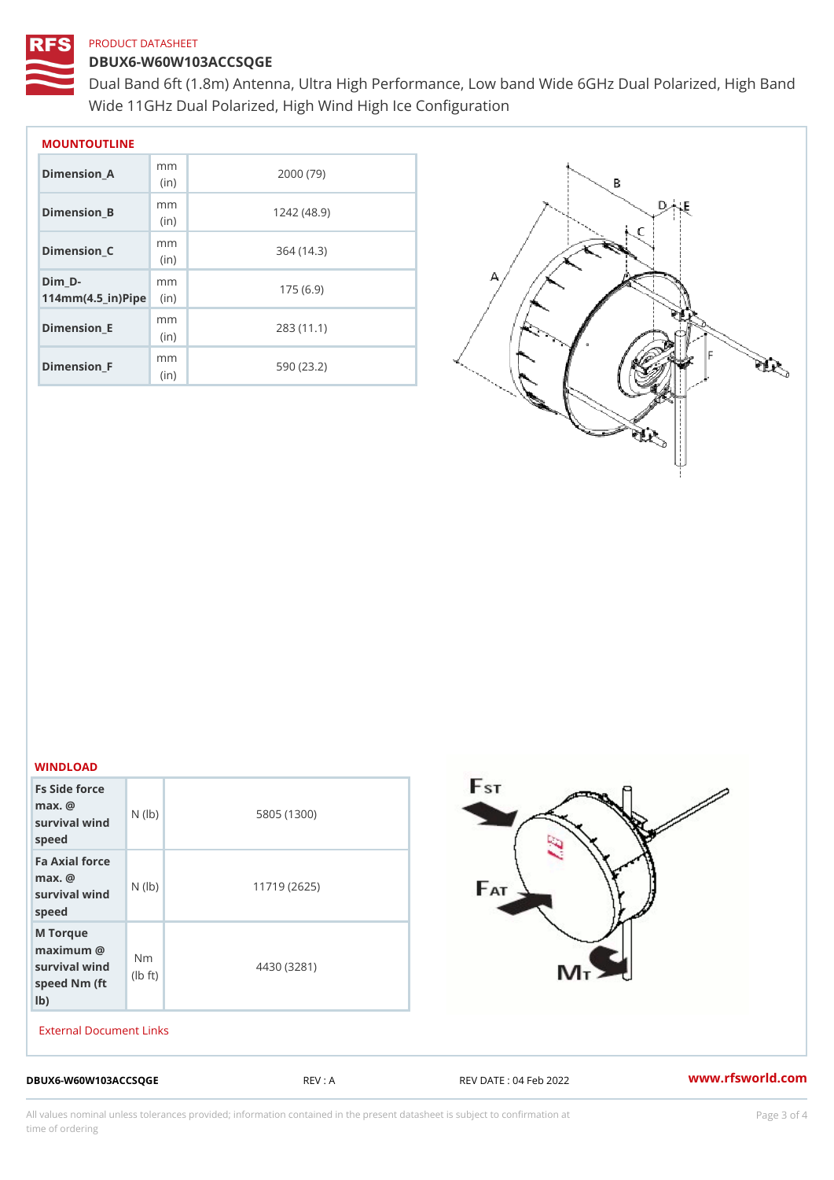PRODUCT DATASHEET

# DBUX6-W60W103ACCSQGE

Dual Band 6ft (1.8m) Antenna, Ultra High Performance, Low band Wide 6GHz Dual Polarized, High Band Wide 11GHz Dual Polarized, High Wind High Ice Configuration

## MOUNTOUTLINE

| | | |
|---|---|---|
| Dimension_A | mm (in) | 2000 (79) |
| Dimension_B | mm (in) | 1242 (48.9) |
| Dimension_C | mm (in) | 364 (14.3) |
| Dim_D-114mm(4.5_in)Pipe | mm (in) | 175 (6.9) |
| Dimension_E | mm (in) | 283 (11.1) |
| Dimension_F | mm (in) | 590 (23.2) |

## WINDLOAD

| | | |
|---|---|---|
| Fs Side force max. @ survival wind speed | N (lb) | 5805 (1300) |
| Fa Axial force max. @ survival wind speed | N (lb) | 11719 (2625) |
| M Torque maximum @ survival wind speed Nm (ft lb) | Nm (lb ft) | 4430 (3281) |

External Document Links

DBUX6-W60W103ACCSQGE REV : A REV DATE : 04 Feb 2022 www.rfsworld.com

All values nominal unless tolerances provided; information contained in the present datasheet is subject to confirmation at time of ordering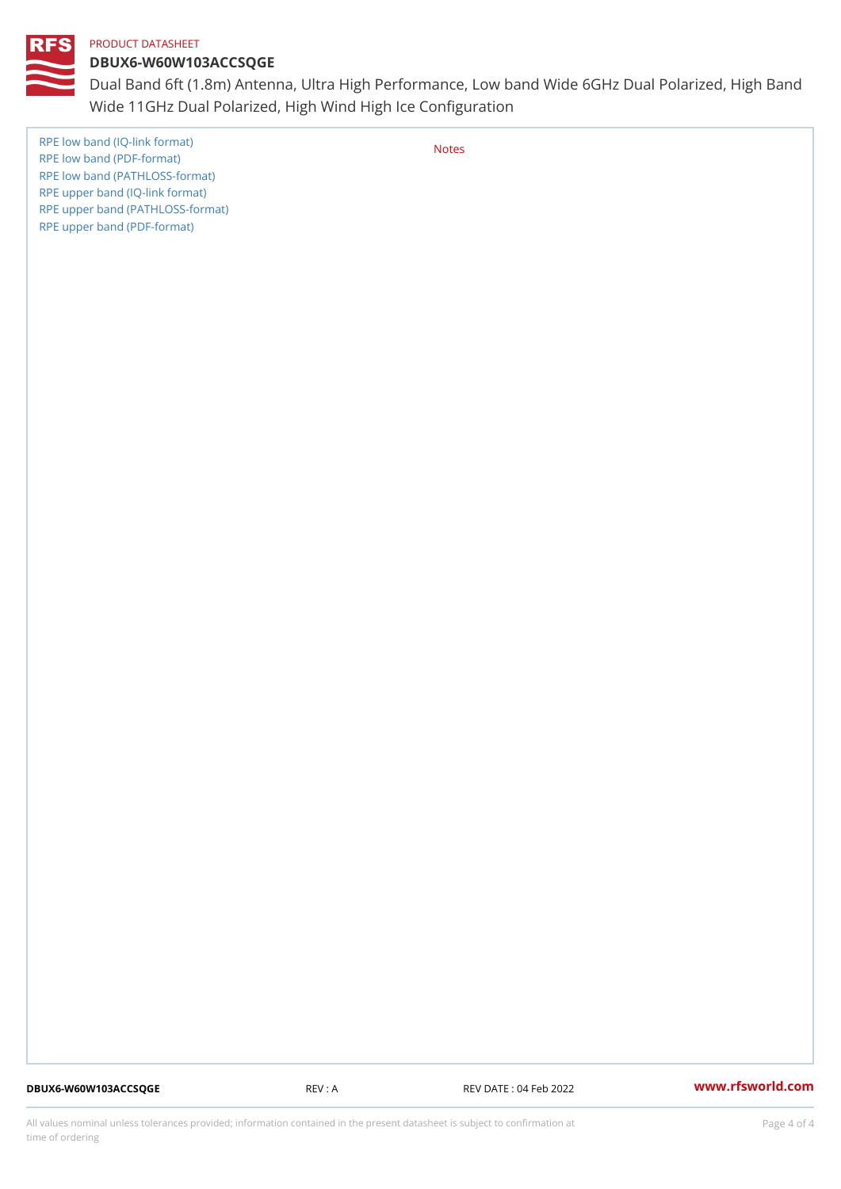PRODUCT DATASHEET

# DBUX6-W60W103ACCSQGE

Dual Band 6ft (1.8m) Antenna, Ultra High Performance, Low band Wide 6GHz Dual Polarized, High Band Wide 11GHz Dual Polarized, High Wind High Ice Configuration

RPE low band (IQ-link format)
RPE low band (PDF-format)
RPE low band (PATHLOSS-format)
RPE upper band (IQ-link format)
RPE upper band (PATHLOSS-format)
RPE upper band (PDF-format)

Notes

DBUX6-W60W103ACCSQGE | REV : A | REV DATE : 04 Feb 2022 | www.rfsworld.com

All values nominal unless tolerances provided; information contained in the present datasheet is subject to confirmation at time of ordering